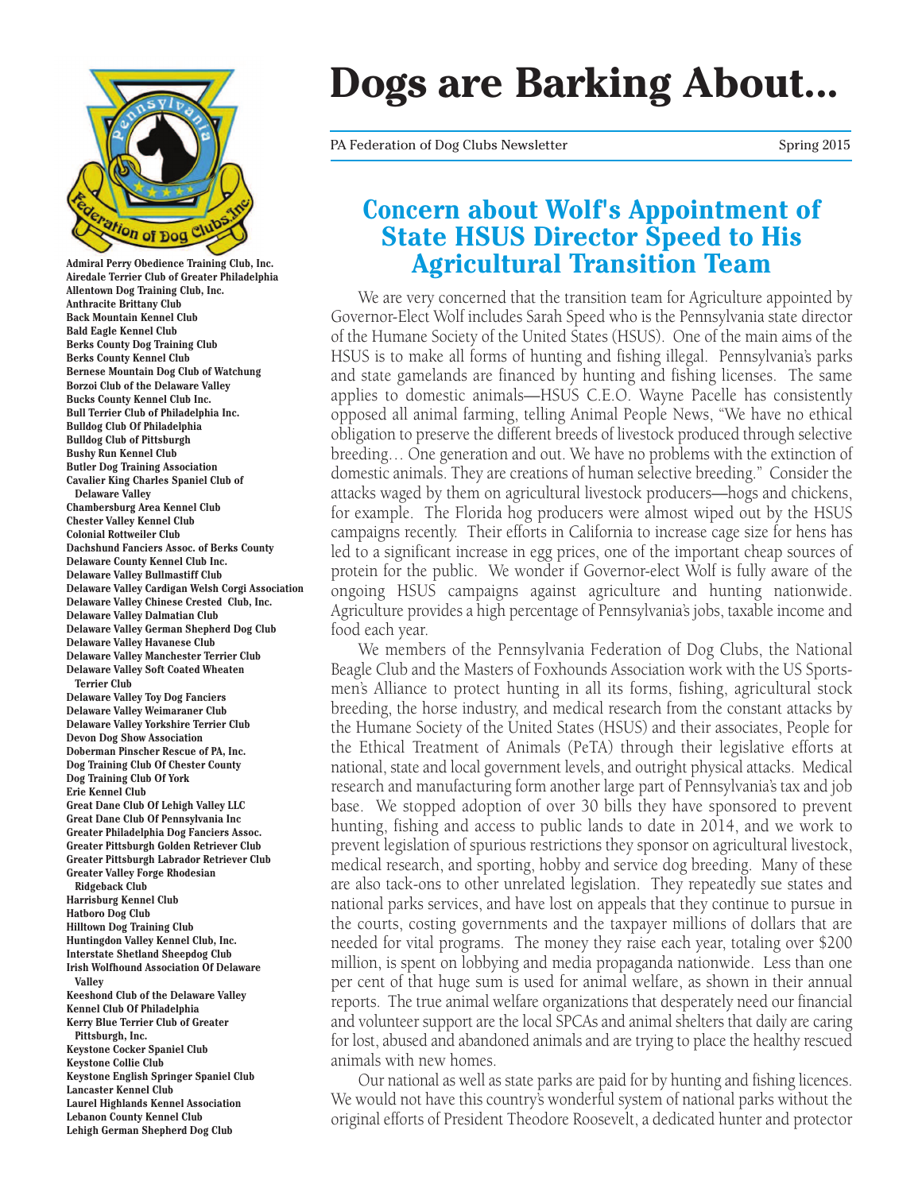# Dogs are Barking About...

PA Federation of Dog Clubs Newsletter Spring 2015

Admiral Perry Obedience Training Club, Inc.
Airedale Terrier Club of Greater Philadelphia
Allentown Dog Training Club, Inc.
Anthracite Brittany Club
Back Mountain Kennel Club
Bald Eagle Kennel Club
Berks County Dog Training Club
Berks County Kennel Club
Bernese Mountain Dog Club of Watchung
Borzoi Club of the Delaware Valley
Bucks County Kennel Club Inc.
Bull Terrier Club of Philadelphia Inc.
Bulldog Club Of Philadelphia
Bulldog Club of Pittsburgh
Bushy Run Kennel Club
Butler Dog Training Association
Cavalier King Charles Spaniel Club of Delaware Valley
Chambersburg Area Kennel Club
Chester Valley Kennel Club
Colonial Rottweiler Club
Dachshund Fanciers Assoc. of Berks County
Delaware County Kennel Club Inc.
Delaware Valley Bullmastiff Club
Delaware Valley Cardigan Welsh Corgi Association
Delaware Valley Chinese Crested Club, Inc.
Delaware Valley Dalmatian Club
Delaware Valley German Shepherd Dog Club
Delaware Valley Havanese Club
Delaware Valley Manchester Terrier Club
Delaware Valley Soft Coated Wheaten Terrier Club
Delaware Valley Toy Dog Fanciers
Delaware Valley Weimaraner Club
Delaware Valley Yorkshire Terrier Club
Devon Dog Show Association
Doberman Pinscher Rescue of PA, Inc.
Dog Training Club Of Chester County
Dog Training Club Of York
Erie Kennel Club
Great Dane Club Of Lehigh Valley LLC
Great Dane Club Of Pennsylvania Inc
Greater Philadelphia Dog Fanciers Assoc.
Greater Pittsburgh Golden Retriever Club
Greater Pittsburgh Labrador Retriever Club
Greater Valley Forge Rhodesian Ridgeback Club
Harrisburg Kennel Club
Hatboro Dog Club
Hilltown Dog Training Club
Huntingdon Valley Kennel Club, Inc.
Interstate Shetland Sheepdog Club
Irish Wolfhound Association Of Delaware Valley
Keeshond Club of the Delaware Valley
Kennel Club Of Philadelphia
Kerry Blue Terrier Club of Greater Pittsburgh, Inc.
Keystone Cocker Spaniel Club
Keystone Collie Club
Keystone English Springer Spaniel Club
Lancaster Kennel Club
Laurel Highlands Kennel Association
Lebanon County Kennel Club
Lehigh German Shepherd Dog Club

## Concern about Wolf's Appointment of State HSUS Director Speed to His Agricultural Transition Team

We are very concerned that the transition team for Agriculture appointed by Governor-Elect Wolf includes Sarah Speed who is the Pennsylvania state director of the Humane Society of the United States (HSUS). One of the main aims of the HSUS is to make all forms of hunting and fishing illegal. Pennsylvania's parks and state gamelands are financed by hunting and fishing licenses. The same applies to domestic animals—HSUS C.E.O. Wayne Pacelle has consistently opposed all animal farming, telling Animal People News, "We have no ethical obligation to preserve the different breeds of livestock produced through selective breeding… One generation and out. We have no problems with the extinction of domestic animals. They are creations of human selective breeding." Consider the attacks waged by them on agricultural livestock producers—hogs and chickens, for example. The Florida hog producers were almost wiped out by the HSUS campaigns recently. Their efforts in California to increase cage size for hens has led to a significant increase in egg prices, one of the important cheap sources of protein for the public. We wonder if Governor-elect Wolf is fully aware of the ongoing HSUS campaigns against agriculture and hunting nationwide. Agriculture provides a high percentage of Pennsylvania's jobs, taxable income and food each year.

We members of the Pennsylvania Federation of Dog Clubs, the National Beagle Club and the Masters of Foxhounds Association work with the US Sportsmen's Alliance to protect hunting in all its forms, fishing, agricultural stock breeding, the horse industry, and medical research from the constant attacks by the Humane Society of the United States (HSUS) and their associates, People for the Ethical Treatment of Animals (PeTA) through their legislative efforts at national, state and local government levels, and outright physical attacks. Medical research and manufacturing form another large part of Pennsylvania's tax and job base. We stopped adoption of over 30 bills they have sponsored to prevent hunting, fishing and access to public lands to date in 2014, and we work to prevent legislation of spurious restrictions they sponsor on agricultural livestock, medical research, and sporting, hobby and service dog breeding. Many of these are also tack-ons to other unrelated legislation. They repeatedly sue states and national parks services, and have lost on appeals that they continue to pursue in the courts, costing governments and the taxpayer millions of dollars that are needed for vital programs. The money they raise each year, totaling over $200 million, is spent on lobbying and media propaganda nationwide. Less than one per cent of that huge sum is used for animal welfare, as shown in their annual reports. The true animal welfare organizations that desperately need our financial and volunteer support are the local SPCAs and animal shelters that daily are caring for lost, abused and abandoned animals and are trying to place the healthy rescued animals with new homes.

Our national as well as state parks are paid for by hunting and fishing licences. We would not have this country's wonderful system of national parks without the original efforts of President Theodore Roosevelt, a dedicated hunter and protector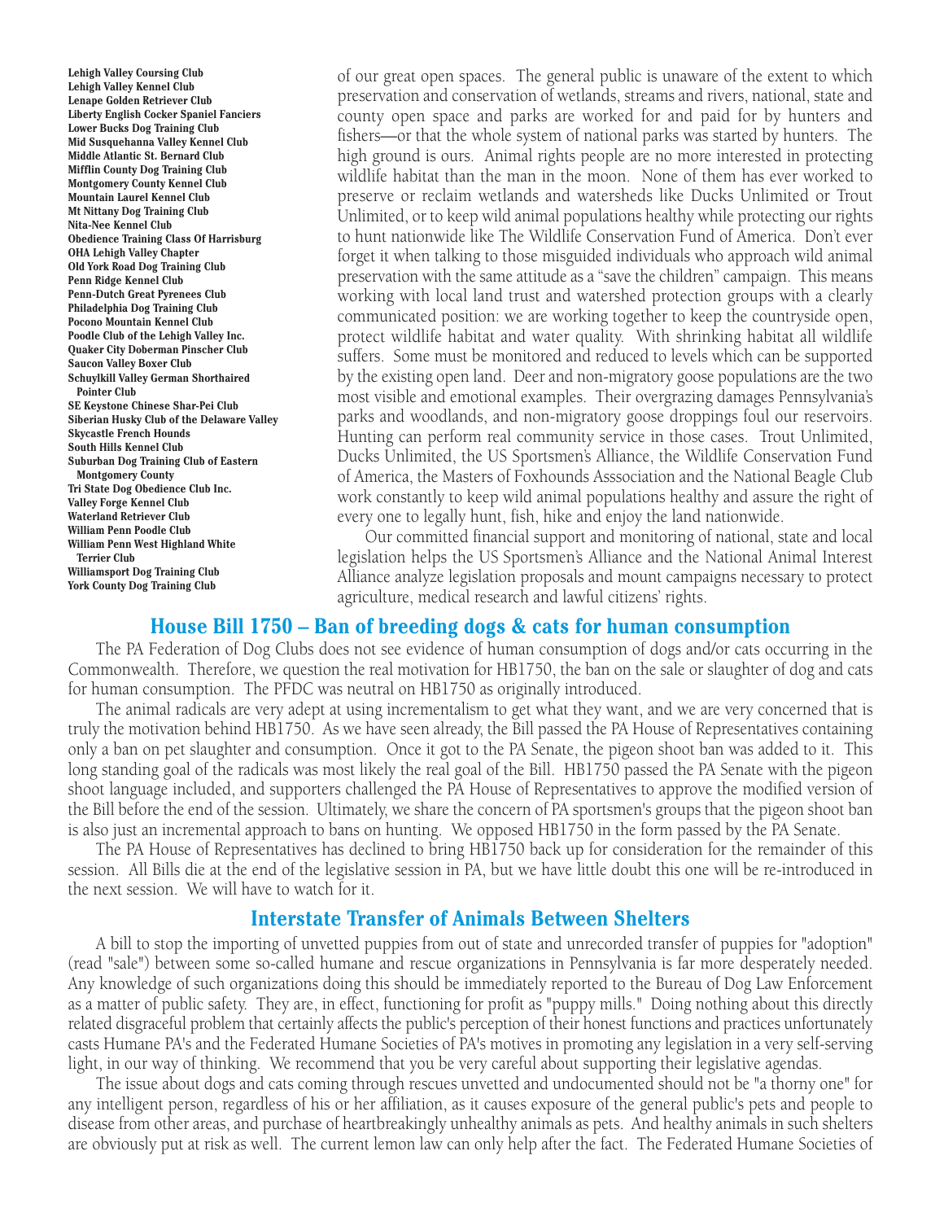**Lehigh Valley Coursing Club**
**Lehigh Valley Kennel Club**
**Lenape Golden Retriever Club**
**Liberty English Cocker Spaniel Fanciers**
**Lower Bucks Dog Training Club**
**Mid Susquehanna Valley Kennel Club**
**Middle Atlantic St. Bernard Club**
**Mifflin County Dog Training Club**
**Montgomery County Kennel Club**
**Mountain Laurel Kennel Club**
**Mt Nittany Dog Training Club**
**Nita-Nee Kennel Club**
**Obedience Training Class Of Harrisburg**
**OHA Lehigh Valley Chapter**
**Old York Road Dog Training Club**
**Penn Ridge Kennel Club**
**Penn-Dutch Great Pyrenees Club**
**Philadelphia Dog Training Club**
**Pocono Mountain Kennel Club**
**Poodle Club of the Lehigh Valley Inc.**
**Quaker City Doberman Pinscher Club**
**Saucon Valley Boxer Club**
**Schuylkill Valley German Shorthaired Pointer Club**
**SE Keystone Chinese Shar-Pei Club**
**Siberian Husky Club of the Delaware Valley**
**Skycastle French Hounds**
**South Hills Kennel Club**
**Suburban Dog Training Club of Eastern Montgomery County**
**Tri State Dog Obedience Club Inc.**
**Valley Forge Kennel Club**
**Waterland Retriever Club**
**William Penn Poodle Club**
**William Penn West Highland White Terrier Club**
**Williamsport Dog Training Club**
**York County Dog Training Club**

of our great open spaces. The general public is unaware of the extent to which preservation and conservation of wetlands, streams and rivers, national, state and county open space and parks are worked for and paid for by hunters and fishers—or that the whole system of national parks was started by hunters. The high ground is ours. Animal rights people are no more interested in protecting wildlife habitat than the man in the moon. None of them has ever worked to preserve or reclaim wetlands and watersheds like Ducks Unlimited or Trout Unlimited, or to keep wild animal populations healthy while protecting our rights to hunt nationwide like The Wildlife Conservation Fund of America. Don't ever forget it when talking to those misguided individuals who approach wild animal preservation with the same attitude as a "save the children" campaign. This means working with local land trust and watershed protection groups with a clearly communicated position: we are working together to keep the countryside open, protect wildlife habitat and water quality. With shrinking habitat all wildlife suffers. Some must be monitored and reduced to levels which can be supported by the existing open land. Deer and non-migratory goose populations are the two most visible and emotional examples. Their overgrazing damages Pennsylvania's parks and woodlands, and non-migratory goose droppings foul our reservoirs. Hunting can perform real community service in those cases. Trout Unlimited, Ducks Unlimited, the US Sportsmen's Alliance, the Wildlife Conservation Fund of America, the Masters of Foxhounds Asssociation and the National Beagle Club work constantly to keep wild animal populations healthy and assure the right of every one to legally hunt, fish, hike and enjoy the land nationwide.

Our committed financial support and monitoring of national, state and local legislation helps the US Sportsmen's Alliance and the National Animal Interest Alliance analyze legislation proposals and mount campaigns necessary to protect agriculture, medical research and lawful citizens' rights.

## House Bill 1750 – Ban of breeding dogs & cats for human consumption

The PA Federation of Dog Clubs does not see evidence of human consumption of dogs and/or cats occurring in the Commonwealth. Therefore, we question the real motivation for HB1750, the ban on the sale or slaughter of dog and cats for human consumption. The PFDC was neutral on HB1750 as originally introduced.

The animal radicals are very adept at using incrementalism to get what they want, and we are very concerned that is truly the motivation behind HB1750. As we have seen already, the Bill passed the PA House of Representatives containing only a ban on pet slaughter and consumption. Once it got to the PA Senate, the pigeon shoot ban was added to it. This long standing goal of the radicals was most likely the real goal of the Bill. HB1750 passed the PA Senate with the pigeon shoot language included, and supporters challenged the PA House of Representatives to approve the modified version of the Bill before the end of the session. Ultimately, we share the concern of PA sportsmen's groups that the pigeon shoot ban is also just an incremental approach to bans on hunting. We opposed HB1750 in the form passed by the PA Senate.

The PA House of Representatives has declined to bring HB1750 back up for consideration for the remainder of this session. All Bills die at the end of the legislative session in PA, but we have little doubt this one will be re-introduced in the next session. We will have to watch for it.

## Interstate Transfer of Animals Between Shelters

A bill to stop the importing of unvetted puppies from out of state and unrecorded transfer of puppies for "adoption" (read "sale") between some so-called humane and rescue organizations in Pennsylvania is far more desperately needed. Any knowledge of such organizations doing this should be immediately reported to the Bureau of Dog Law Enforcement as a matter of public safety. They are, in effect, functioning for profit as "puppy mills." Doing nothing about this directly related disgraceful problem that certainly affects the public's perception of their honest functions and practices unfortunately casts Humane PA's and the Federated Humane Societies of PA's motives in promoting any legislation in a very self-serving light, in our way of thinking. We recommend that you be very careful about supporting their legislative agendas.

The issue about dogs and cats coming through rescues unvetted and undocumented should not be "a thorny one" for any intelligent person, regardless of his or her affiliation, as it causes exposure of the general public's pets and people to disease from other areas, and purchase of heartbreakingly unhealthy animals as pets. And healthy animals in such shelters are obviously put at risk as well. The current lemon law can only help after the fact. The Federated Humane Societies of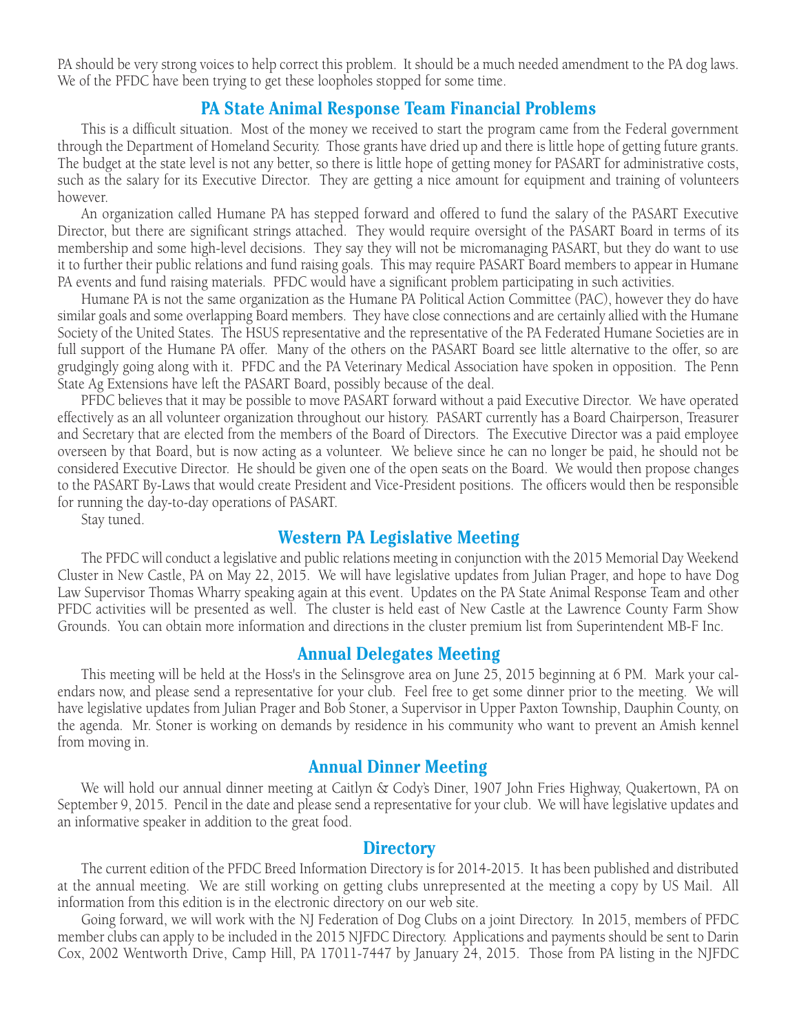PA should be very strong voices to help correct this problem. It should be a much needed amendment to the PA dog laws. We of the PFDC have been trying to get these loopholes stopped for some time.

## PA State Animal Response Team Financial Problems

This is a difficult situation. Most of the money we received to start the program came from the Federal government through the Department of Homeland Security. Those grants have dried up and there is little hope of getting future grants. The budget at the state level is not any better, so there is little hope of getting money for PASART for administrative costs, such as the salary for its Executive Director. They are getting a nice amount for equipment and training of volunteers however.

An organization called Humane PA has stepped forward and offered to fund the salary of the PASART Executive Director, but there are significant strings attached. They would require oversight of the PASART Board in terms of its membership and some high-level decisions. They say they will not be micromanaging PASART, but they do want to use it to further their public relations and fund raising goals. This may require PASART Board members to appear in Humane PA events and fund raising materials. PFDC would have a significant problem participating in such activities.

Humane PA is not the same organization as the Humane PA Political Action Committee (PAC), however they do have similar goals and some overlapping Board members. They have close connections and are certainly allied with the Humane Society of the United States. The HSUS representative and the representative of the PA Federated Humane Societies are in full support of the Humane PA offer. Many of the others on the PASART Board see little alternative to the offer, so are grudgingly going along with it. PFDC and the PA Veterinary Medical Association have spoken in opposition. The Penn State Ag Extensions have left the PASART Board, possibly because of the deal.

PFDC believes that it may be possible to move PASART forward without a paid Executive Director. We have operated effectively as an all volunteer organization throughout our history. PASART currently has a Board Chairperson, Treasurer and Secretary that are elected from the members of the Board of Directors. The Executive Director was a paid employee overseen by that Board, but is now acting as a volunteer. We believe since he can no longer be paid, he should not be considered Executive Director. He should be given one of the open seats on the Board. We would then propose changes to the PASART By-Laws that would create President and Vice-President positions. The officers would then be responsible for running the day-to-day operations of PASART.

Stay tuned.

## Western PA Legislative Meeting

The PFDC will conduct a legislative and public relations meeting in conjunction with the 2015 Memorial Day Weekend Cluster in New Castle, PA on May 22, 2015. We will have legislative updates from Julian Prager, and hope to have Dog Law Supervisor Thomas Wharry speaking again at this event. Updates on the PA State Animal Response Team and other PFDC activities will be presented as well. The cluster is held east of New Castle at the Lawrence County Farm Show Grounds. You can obtain more information and directions in the cluster premium list from Superintendent MB-F Inc.

## Annual Delegates Meeting

This meeting will be held at the Hoss's in the Selinsgrove area on June 25, 2015 beginning at 6 PM. Mark your calendars now, and please send a representative for your club. Feel free to get some dinner prior to the meeting. We will have legislative updates from Julian Prager and Bob Stoner, a Supervisor in Upper Paxton Township, Dauphin County, on the agenda. Mr. Stoner is working on demands by residence in his community who want to prevent an Amish kennel from moving in.

## Annual Dinner Meeting

We will hold our annual dinner meeting at Caitlyn & Cody's Diner, 1907 John Fries Highway, Quakertown, PA on September 9, 2015. Pencil in the date and please send a representative for your club. We will have legislative updates and an informative speaker in addition to the great food.

## Directory

The current edition of the PFDC Breed Information Directory is for 2014-2015. It has been published and distributed at the annual meeting. We are still working on getting clubs unrepresented at the meeting a copy by US Mail. All information from this edition is in the electronic directory on our web site.

Going forward, we will work with the NJ Federation of Dog Clubs on a joint Directory. In 2015, members of PFDC member clubs can apply to be included in the 2015 NJFDC Directory. Applications and payments should be sent to Darin Cox, 2002 Wentworth Drive, Camp Hill, PA 17011-7447 by January 24, 2015. Those from PA listing in the NJFDC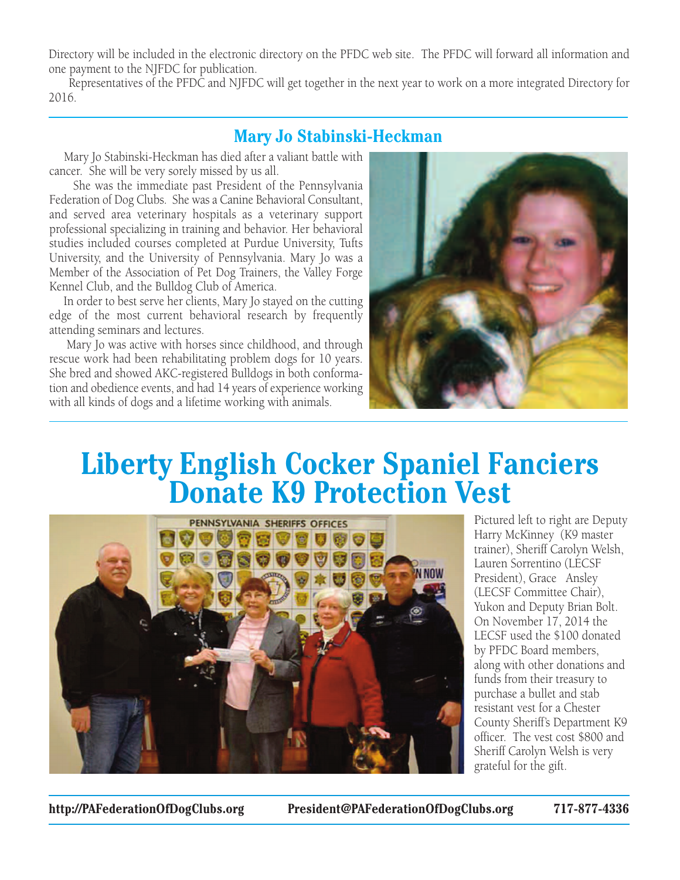Directory will be included in the electronic directory on the PFDC web site. The PFDC will forward all information and one payment to the NJFDC for publication.

Representatives of the PFDC and NJFDC will get together in the next year to work on a more integrated Directory for 2016.

## Mary Jo Stabinski-Heckman

Mary Jo Stabinski-Heckman has died after a valiant battle with cancer. She will be very sorely missed by us all.

She was the immediate past President of the Pennsylvania Federation of Dog Clubs. She was a Canine Behavioral Consultant, and served area veterinary hospitals as a veterinary support professional specializing in training and behavior. Her behavioral studies included courses completed at Purdue University, Tufts University, and the University of Pennsylvania. Mary Jo was a Member of the Association of Pet Dog Trainers, the Valley Forge Kennel Club, and the Bulldog Club of America.

In order to best serve her clients, Mary Jo stayed on the cutting edge of the most current behavioral research by frequently attending seminars and lectures.

Mary Jo was active with horses since childhood, and through rescue work had been rehabilitating problem dogs for 10 years. She bred and showed AKC-registered Bulldogs in both conformation and obedience events, and had 14 years of experience working with all kinds of dogs and a lifetime working with animals.

# Liberty English Cocker Spaniel Fanciers Donate K9 Protection Vest

Pictured left to right are Deputy Harry McKinney (K9 master trainer), Sheriff Carolyn Welsh, Lauren Sorrentino (LECSF President), Grace Ansley (LECSF Committee Chair), Yukon and Deputy Brian Bolt. On November 17, 2014 the LECSF used the $100 donated by PFDC Board members, along with other donations and funds from their treasury to purchase a bullet and stab resistant vest for a Chester County Sheriff's Department K9 officer. The vest cost $800 and Sheriff Carolyn Welsh is very grateful for the gift.

**http://PAFederationOfDogClubs.org** **President@PAFederationOfDogClubs.org** **717-877-4336**